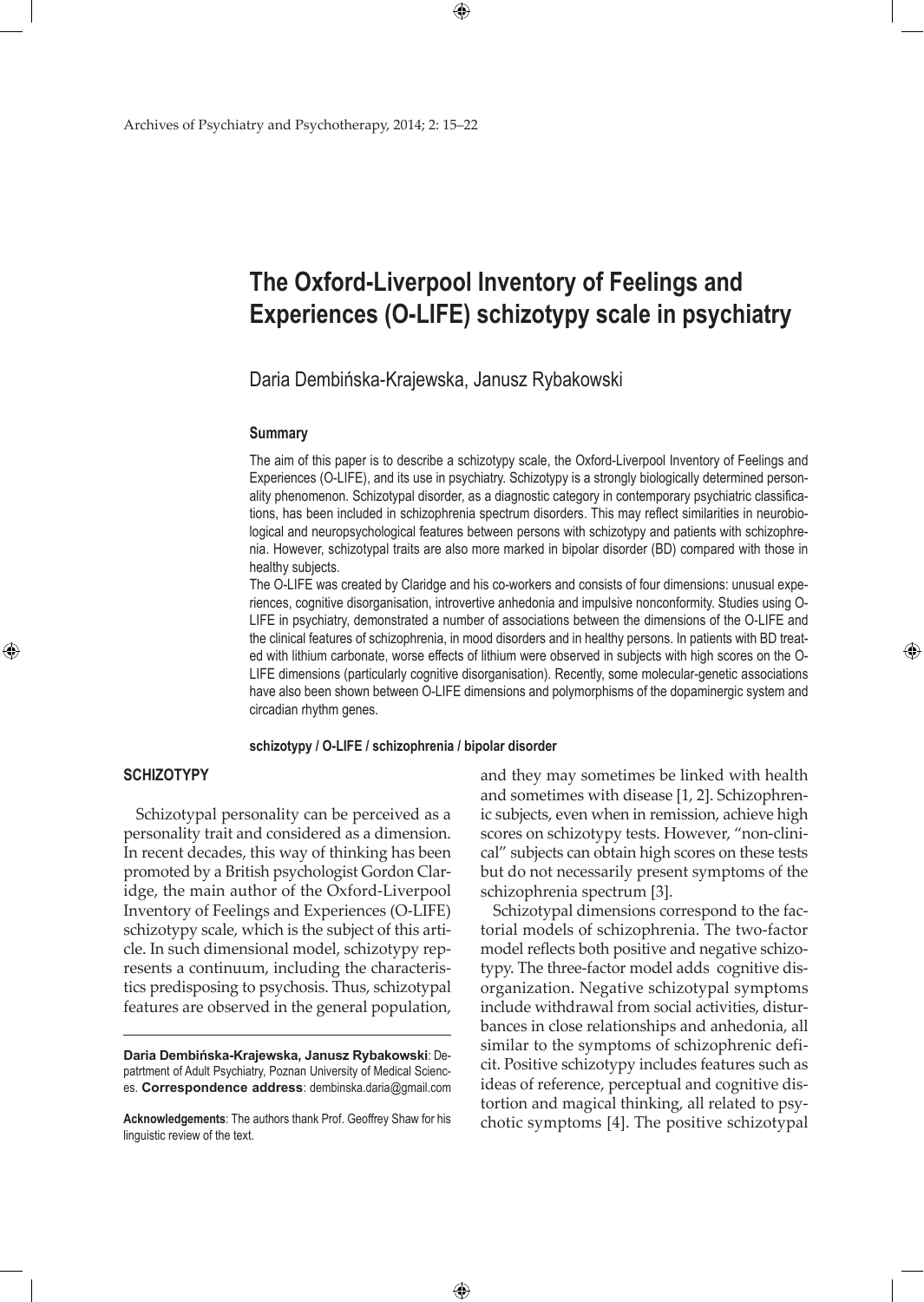# The Oxford-Liverpool Inventory of Feelings and Experiences (O-LIFE) schizotypy scale in psychiatry

Daria Dembińska-Krajewska, Janusz Rybakowski

### Summary

The aim of this paper is to describe a schizotypy scale, the Oxford-Liverpool Inventory of Feelings and Experiences (O-LIFE), and its use in psychiatry. Schizotypy is a strongly biologically determined personality phenomenon. Schizotypal disorder, as a diagnostic category in contemporary psychiatric classifications, has been included in schizophrenia spectrum disorders. This may reflect similarities in neurobiological and neuropsychological features between persons with schizotypy and patients with schizophrenia. However, schizotypal traits are also more marked in bipolar disorder (BD) compared with those in healthy subjects.

The O-LIFE was created by Claridge and his co-workers and consists of four dimensions: unusual experiences, cognitive disorganisation, introvertive anhedonia and impulsive nonconformity. Studies using O-LIFE in psychiatry, demonstrated a number of associations between the dimensions of the O-LIFE and the clinical features of schizophrenia, in mood disorders and in healthy persons. In patients with BD treated with lithium carbonate, worse effects of lithium were observed in subjects with high scores on the O-LIFE dimensions (particularly cognitive disorganisation). Recently, some molecular-genetic associations have also been shown between O-LIFE dimensions and polymorphisms of the dopaminergic system and circadian rhythm genes.

**schizotypy / O-LIFE / schizophrenia / bipolar disorder**

## SCHIZOTYPY

Schizotypal personality can be perceived as a personality trait and considered as a dimension. In recent decades, this way of thinking has been promoted by a British psychologist Gordon Claridge, the main author of the Oxford-Liverpool Inventory of Feelings and Experiences (O-LIFE) schizotypy scale, which is the subject of this article. In such dimensional model, schizotypy represents a continuum, including the characteristics predisposing to psychosis. Thus, schizotypal features are observed in the general population, and they may sometimes be linked with health and sometimes with disease [1, 2]. Schizophrenic subjects, even when in remission, achieve high scores on schizotypy tests. However, "non-clinical" subjects can obtain high scores on these tests but do not necessarily present symptoms of the schizophrenia spectrum [3].

Schizotypal dimensions correspond to the factorial models of schizophrenia. The two-factor model reflects both positive and negative schizotypy. The three-factor model adds cognitive disorganization. Negative schizotypal symptoms include withdrawal from social activities, disturbances in close relationships and anhedonia, all similar to the symptoms of schizophrenic deficit. Positive schizotypy includes features such as ideas of reference, perceptual and cognitive distortion and magical thinking, all related to psychotic symptoms [4]. The positive schizotypal

---

**Daria Dembińska-Krajewska, Janusz Rybakowski**: Depatrtment of Adult Psychiatry, Poznan University of Medical Sciences. **Correspondence address**: dembinska.daria@gmail.com

**Acknowledgements**: The authors thank Prof. Geoffrey Shaw for his linguistic review of the text.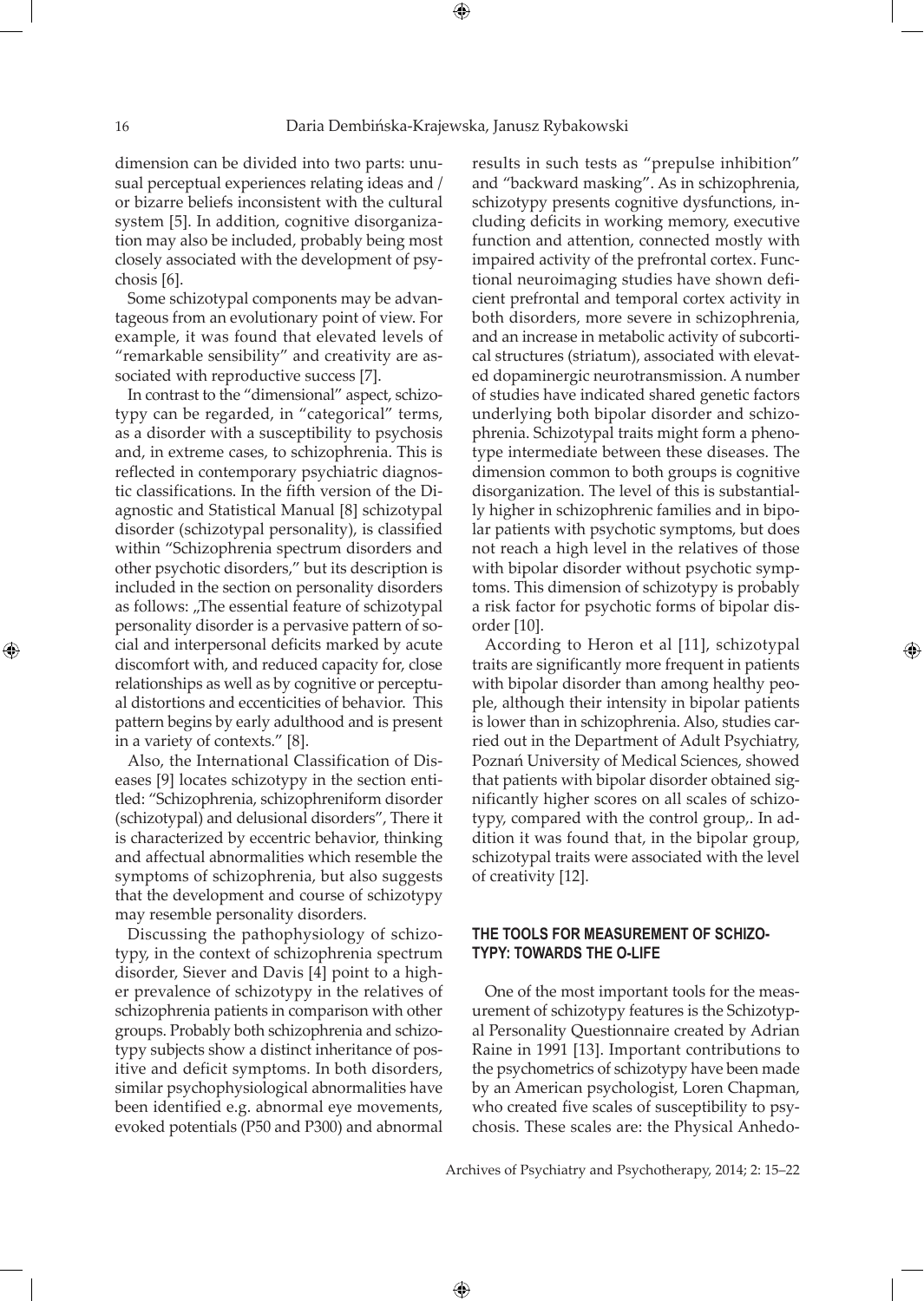dimension can be divided into two parts: unusual perceptual experiences relating ideas and / or bizarre beliefs inconsistent with the cultural system [5]. In addition, cognitive disorganization may also be included, probably being most closely associated with the development of psychosis [6].

Some schizotypal components may be advantageous from an evolutionary point of view. For example, it was found that elevated levels of "remarkable sensibility" and creativity are associated with reproductive success [7].

In contrast to the "dimensional" aspect, schizotypy can be regarded, in "categorical" terms, as a disorder with a susceptibility to psychosis and, in extreme cases, to schizophrenia. This is reflected in contemporary psychiatric diagnostic classifications. In the fifth version of the Diagnostic and Statistical Manual [8] schizotypal disorder (schizotypal personality), is classified within "Schizophrenia spectrum disorders and other psychotic disorders," but its description is included in the section on personality disorders as follows: „The essential feature of schizotypal personality disorder is a pervasive pattern of social and interpersonal deficits marked by acute discomfort with, and reduced capacity for, close relationships as well as by cognitive or perceptual distortions and eccenticities of behavior. This pattern begins by early adulthood and is present in a variety of contexts." [8].

Also, the International Classification of Diseases [9] locates schizotypy in the section entitled: "Schizophrenia, schizophreniform disorder (schizotypal) and delusional disorders", There it is characterized by eccentric behavior, thinking and affectual abnormalities which resemble the symptoms of schizophrenia, but also suggests that the development and course of schizotypy may resemble personality disorders.

Discussing the pathophysiology of schizotypy, in the context of schizophrenia spectrum disorder, Siever and Davis [4] point to a higher prevalence of schizotypy in the relatives of schizophrenia patients in comparison with other groups. Probably both schizophrenia and schizotypy subjects show a distinct inheritance of positive and deficit symptoms. In both disorders, similar psychophysiological abnormalities have been identified e.g. abnormal eye movements, evoked potentials (P50 and P300) and abnormal results in such tests as "prepulse inhibition" and "backward masking". As in schizophrenia, schizotypy presents cognitive dysfunctions, including deficits in working memory, executive function and attention, connected mostly with impaired activity of the prefrontal cortex. Functional neuroimaging studies have shown deficient prefrontal and temporal cortex activity in both disorders, more severe in schizophrenia, and an increase in metabolic activity of subcortical structures (striatum), associated with elevated dopaminergic neurotransmission. A number of studies have indicated shared genetic factors underlying both bipolar disorder and schizophrenia. Schizotypal traits might form a phenotype intermediate between these diseases. The dimension common to both groups is cognitive disorganization. The level of this is substantially higher in schizophrenic families and in bipolar patients with psychotic symptoms, but does not reach a high level in the relatives of those with bipolar disorder without psychotic symptoms. This dimension of schizotypy is probably a risk factor for psychotic forms of bipolar disorder [10].

According to Heron et al [11], schizotypal traits are significantly more frequent in patients with bipolar disorder than among healthy people, although their intensity in bipolar patients is lower than in schizophrenia. Also, studies carried out in the Department of Adult Psychiatry, Poznań University of Medical Sciences, showed that patients with bipolar disorder obtained significantly higher scores on all scales of schizotypy, compared with the control group,. In addition it was found that, in the bipolar group, schizotypal traits were associated with the level of creativity [12].

## THE TOOLS FOR MEASUREMENT OF SCHIZOTYPY: TOWARDS THE O-LIFE

One of the most important tools for the measurement of schizotypy features is the Schizotypal Personality Questionnaire created by Adrian Raine in 1991 [13]. Important contributions to the psychometrics of schizotypy have been made by an American psychologist, Loren Chapman, who created five scales of susceptibility to psychosis. These scales are: the Physical Anhedo-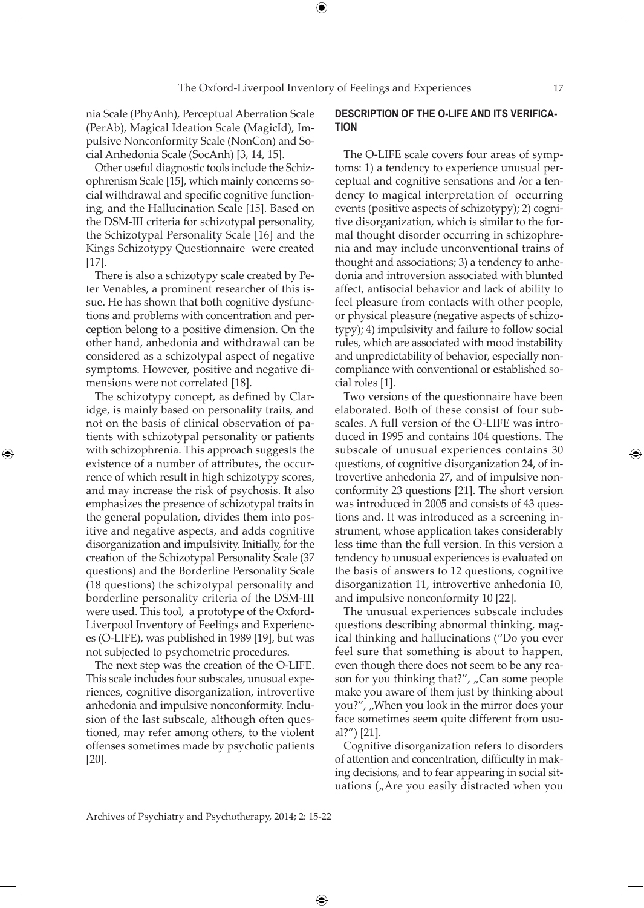nia Scale (PhyAnh), Perceptual Aberration Scale (PerAb), Magical Ideation Scale (MagicId), Impulsive Nonconformity Scale (NonCon) and Social Anhedonia Scale (SocAnh) [3, 14, 15].

Other useful diagnostic tools include the Schizophrenism Scale [15], which mainly concerns social withdrawal and specific cognitive functioning, and the Hallucination Scale [15]. Based on the DSM-III criteria for schizotypal personality, the Schizotypal Personality Scale [16] and the Kings Schizotypy Questionnaire were created [17].

There is also a schizotypy scale created by Peter Venables, a prominent researcher of this issue. He has shown that both cognitive dysfunctions and problems with concentration and perception belong to a positive dimension. On the other hand, anhedonia and withdrawal can be considered as a schizotypal aspect of negative symptoms. However, positive and negative dimensions were not correlated [18].

The schizotypy concept, as defined by Claridge, is mainly based on personality traits, and not on the basis of clinical observation of patients with schizotypal personality or patients with schizophrenia. This approach suggests the existence of a number of attributes, the occurrence of which result in high schizotypy scores, and may increase the risk of psychosis. It also emphasizes the presence of schizotypal traits in the general population, divides them into positive and negative aspects, and adds cognitive disorganization and impulsivity. Initially, for the creation of the Schizotypal Personality Scale (37 questions) and the Borderline Personality Scale (18 questions) the schizotypal personality and borderline personality criteria of the DSM-III were used. This tool, a prototype of the Oxford-Liverpool Inventory of Feelings and Experiences (O-LIFE), was published in 1989 [19], but was not subjected to psychometric procedures.

The next step was the creation of the O-LIFE. This scale includes four subscales, unusual experiences, cognitive disorganization, introvertive anhedonia and impulsive nonconformity. Inclusion of the last subscale, although often questioned, may refer among others, to the violent offenses sometimes made by psychotic patients [20].

## DESCRIPTION OF THE O-LIFE AND ITS VERIFICATION

The O-LIFE scale covers four areas of symptoms: 1) a tendency to experience unusual perceptual and cognitive sensations and /or a tendency to magical interpretation of occurring events (positive aspects of schizotypy); 2) cognitive disorganization, which is similar to the formal thought disorder occurring in schizophrenia and may include unconventional trains of thought and associations; 3) a tendency to anhedonia and introversion associated with blunted affect, antisocial behavior and lack of ability to feel pleasure from contacts with other people, or physical pleasure (negative aspects of schizotypy); 4) impulsivity and failure to follow social rules, which are associated with mood instability and unpredictability of behavior, especially noncompliance with conventional or established social roles [1].

Two versions of the questionnaire have been elaborated. Both of these consist of four subscales. A full version of the O-LIFE was introduced in 1995 and contains 104 questions. The subscale of unusual experiences contains 30 questions, of cognitive disorganization 24, of introvertive anhedonia 27, and of impulsive nonconformity 23 questions [21]. The short version was introduced in 2005 and consists of 43 questions and. It was introduced as a screening instrument, whose application takes considerably less time than the full version. In this version a tendency to unusual experiences is evaluated on the basis of answers to 12 questions, cognitive disorganization 11, introvertive anhedonia 10, and impulsive nonconformity 10 [22].

The unusual experiences subscale includes questions describing abnormal thinking, magical thinking and hallucinations ("Do you ever feel sure that something is about to happen, even though there does not seem to be any reason for you thinking that?", „Can some people make you aware of them just by thinking about you?", „When you look in the mirror does your face sometimes seem quite different from usual?") [21].

Cognitive disorganization refers to disorders of attention and concentration, difficulty in making decisions, and to fear appearing in social situations („Are you easily distracted when you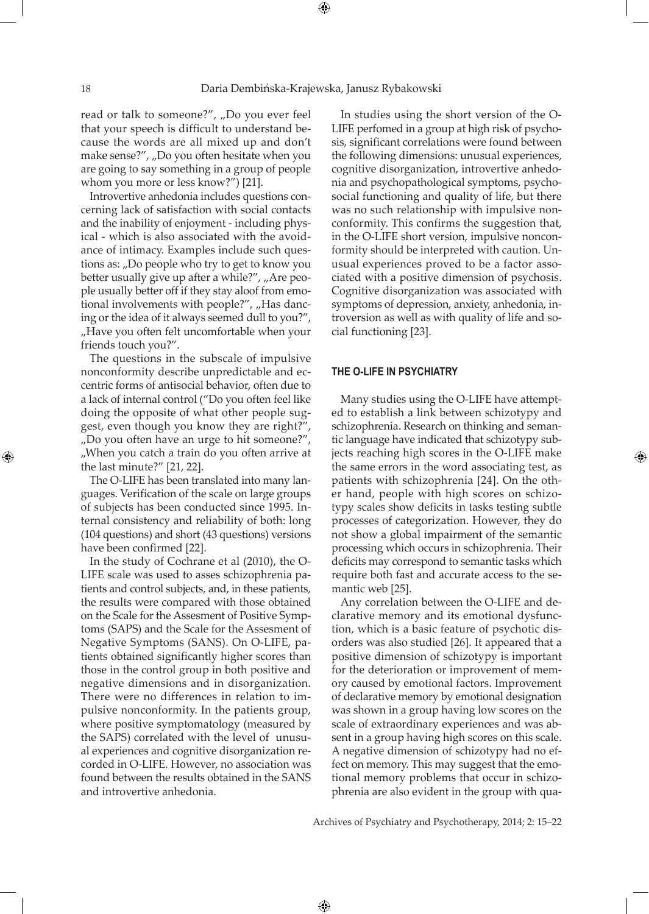read or talk to someone?", „Do you ever feel that your speech is difficult to understand because the words are all mixed up and don't make sense?", „Do you often hesitate when you are going to say something in a group of people whom you more or less know?") [21].

Introvertive anhedonia includes questions concerning lack of satisfaction with social contacts and the inability of enjoyment - including physical - which is also associated with the avoidance of intimacy. Examples include such questions as: „Do people who try to get to know you better usually give up after a while?", „Are people usually better off if they stay aloof from emotional involvements with people?", „Has dancing or the idea of it always seemed dull to you?", „Have you often felt uncomfortable when your friends touch you?".

The questions in the subscale of impulsive nonconformity describe unpredictable and eccentric forms of antisocial behavior, often due to a lack of internal control ("Do you often feel like doing the opposite of what other people suggest, even though you know they are right?", „Do you often have an urge to hit someone?", „When you catch a train do you often arrive at the last minute?" [21, 22].

The O-LIFE has been translated into many languages. Verification of the scale on large groups of subjects has been conducted since 1995. Internal consistency and reliability of both: long (104 questions) and short (43 questions) versions have been confirmed [22].

In the study of Cochrane et al (2010), the O-LIFE scale was used to asses schizophrenia patients and control subjects, and, in these patients, the results were compared with those obtained on the Scale for the Assesment of Positive Symptoms (SAPS) and the Scale for the Assesment of Negative Symptoms (SANS). On O-LIFE, patients obtained significantly higher scores than those in the control group in both positive and negative dimensions and in disorganization. There were no differences in relation to impulsive nonconformity. In the patients group, where positive symptomatology (measured by the SAPS) correlated with the level of unusual experiences and cognitive disorganization recorded in O-LIFE. However, no association was found between the results obtained in the SANS and introvertive anhedonia.

In studies using the short version of the O-LIFE perfomed in a group at high risk of psychosis, significant correlations were found between the following dimensions: unusual experiences, cognitive disorganization, introvertive anhedonia and psychopathological symptoms, psychosocial functioning and quality of life, but there was no such relationship with impulsive nonconformity. This confirms the suggestion that, in the O-LIFE short version, impulsive nonconformity should be interpreted with caution. Unusual experiences proved to be a factor associated with a positive dimension of psychosis. Cognitive disorganization was associated with symptoms of depression, anxiety, anhedonia, introversion as well as with quality of life and social functioning [23].

## THE O-LIFE IN PSYCHIATRY

Many studies using the O-LIFE have attempted to establish a link between schizotypy and schizophrenia. Research on thinking and semantic language have indicated that schizotypy subjects reaching high scores in the O-LIFE make the same errors in the word associating test, as patients with schizophrenia [24]. On the other hand, people with high scores on schizotypy scales show deficits in tasks testing subtle processes of categorization. However, they do not show a global impairment of the semantic processing which occurs in schizophrenia. Their deficits may correspond to semantic tasks which require both fast and accurate access to the semantic web [25].

Any correlation between the O-LIFE and declarative memory and its emotional dysfunction, which is a basic feature of psychotic disorders was also studied [26]. It appeared that a positive dimension of schizotypy is important for the deterioration or improvement of memory caused by emotional factors. Improvement of declarative memory by emotional designation was shown in a group having low scores on the scale of extraordinary experiences and was absent in a group having high scores on this scale. A negative dimension of schizotypy had no effect on memory. This may suggest that the emotional memory problems that occur in schizophrenia are also evident in the group with qua-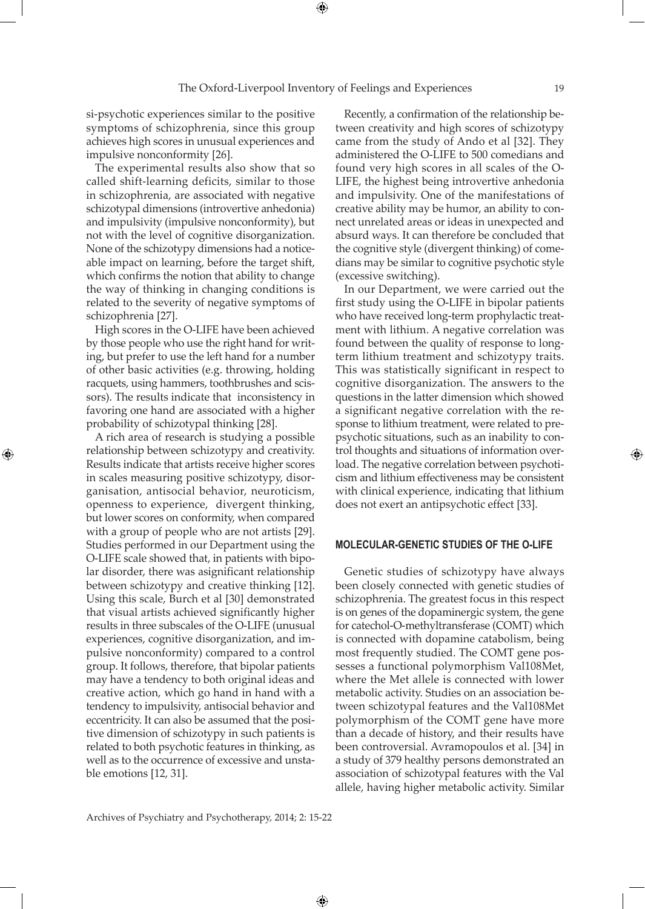si-psychotic experiences similar to the positive symptoms of schizophrenia, since this group achieves high scores in unusual experiences and impulsive nonconformity [26].

The experimental results also show that so called shift-learning deficits, similar to those in schizophrenia, are associated with negative schizotypal dimensions (introvertive anhedonia) and impulsivity (impulsive nonconformity), but not with the level of cognitive disorganization. None of the schizotypy dimensions had a noticeable impact on learning, before the target shift, which confirms the notion that ability to change the way of thinking in changing conditions is related to the severity of negative symptoms of schizophrenia [27].

High scores in the O-LIFE have been achieved by those people who use the right hand for writing, but prefer to use the left hand for a number of other basic activities (e.g. throwing, holding racquets, using hammers, toothbrushes and scissors). The results indicate that inconsistency in favoring one hand are associated with a higher probability of schizotypal thinking [28].

A rich area of research is studying a possible relationship between schizotypy and creativity. Results indicate that artists receive higher scores in scales measuring positive schizotypy, disorganisation, antisocial behavior, neuroticism, openness to experience, divergent thinking, but lower scores on conformity, when compared with a group of people who are not artists [29]. Studies performed in our Department using the O-LIFE scale showed that, in patients with bipolar disorder, there was asignificant relationship between schizotypy and creative thinking [12]. Using this scale, Burch et al [30] demonstrated that visual artists achieved significantly higher results in three subscales of the O-LIFE (unusual experiences, cognitive disorganization, and impulsive nonconformity) compared to a control group. It follows, therefore, that bipolar patients may have a tendency to both original ideas and creative action, which go hand in hand with a tendency to impulsivity, antisocial behavior and eccentricity. It can also be assumed that the positive dimension of schizotypy in such patients is related to both psychotic features in thinking, as well as to the occurrence of excessive and unstable emotions [12, 31].

Recently, a confirmation of the relationship between creativity and high scores of schizotypy came from the study of Ando et al [32]. They administered the O-LIFE to 500 comedians and found very high scores in all scales of the O-LIFE, the highest being introvertive anhedonia and impulsivity. One of the manifestations of creative ability may be humor, an ability to connect unrelated areas or ideas in unexpected and absurd ways. It can therefore be concluded that the cognitive style (divergent thinking) of comedians may be similar to cognitive psychotic style (excessive switching).

In our Department, we were carried out the first study using the O-LIFE in bipolar patients who have received long-term prophylactic treatment with lithium. A negative correlation was found between the quality of response to long-term lithium treatment and schizotypy traits. This was statistically significant in respect to cognitive disorganization. The answers to the questions in the latter dimension which showed a significant negative correlation with the response to lithium treatment, were related to prepsychotic situations, such as an inability to control thoughts and situations of information overload. The negative correlation between psychoticism and lithium effectiveness may be consistent with clinical experience, indicating that lithium does not exert an antipsychotic effect [33].

## MOLECULAR-GENETIC STUDIES OF THE O-LIFE

Genetic studies of schizotypy have always been closely connected with genetic studies of schizophrenia. The greatest focus in this respect is on genes of the dopaminergic system, the gene for catechol-O-methyltransferase (COMT) which is connected with dopamine catabolism, being most frequently studied. The COMT gene possesses a functional polymorphism Val108Met, where the Met allele is connected with lower metabolic activity. Studies on an association between schizotypal features and the Val108Met polymorphism of the COMT gene have more than a decade of history, and their results have been controversial. Avramopoulos et al. [34] in a study of 379 healthy persons demonstrated an association of schizotypal features with the Val allele, having higher metabolic activity. Similar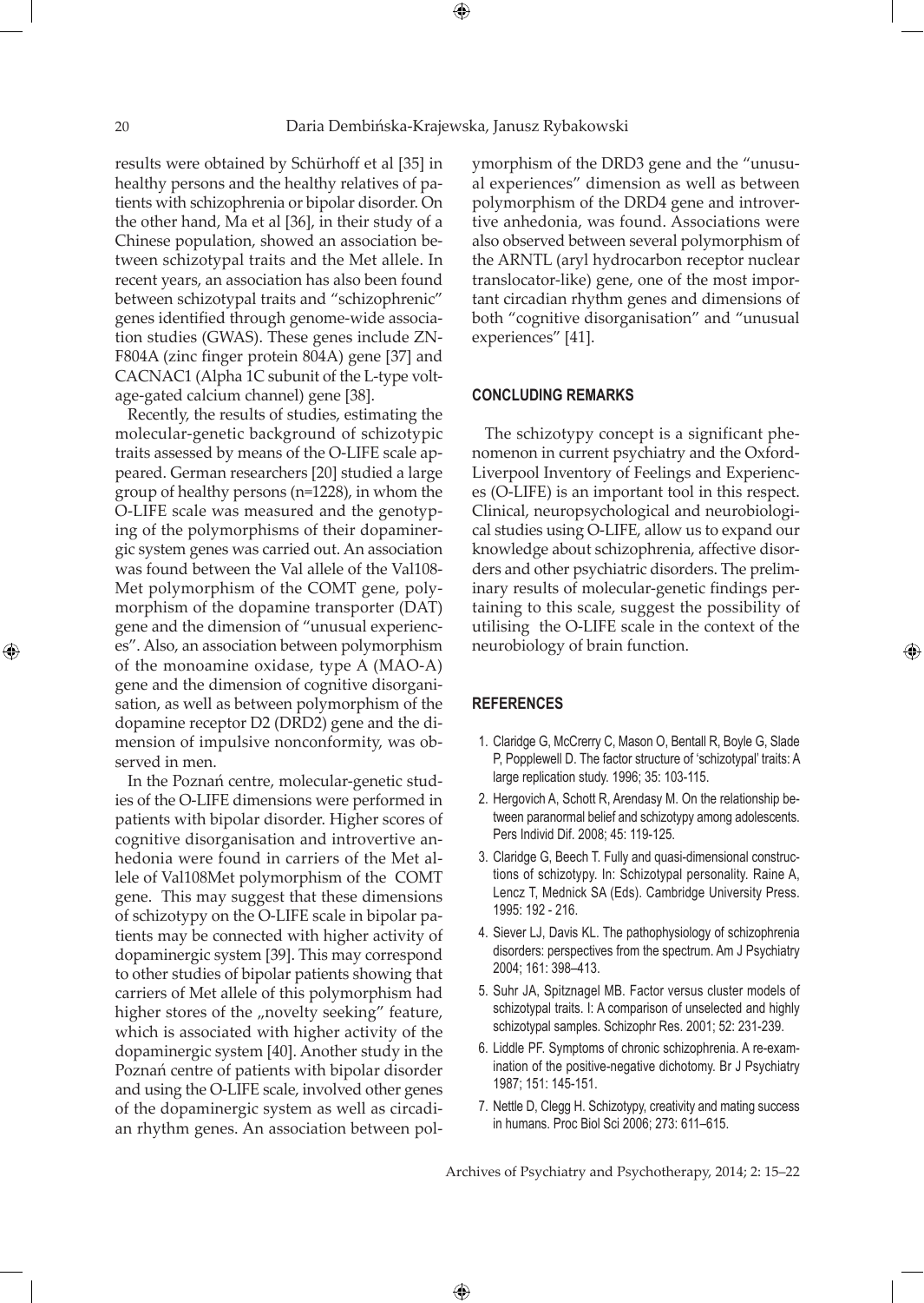results were obtained by Schürhoff et al [35] in healthy persons and the healthy relatives of patients with schizophrenia or bipolar disorder. On the other hand, Ma et al [36], in their study of a Chinese population, showed an association between schizotypal traits and the Met allele. In recent years, an association has also been found between schizotypal traits and "schizophrenic" genes identified through genome-wide association studies (GWAS). These genes include ZNF804A (zinc finger protein 804A) gene [37] and CACNAC1 (Alpha 1C subunit of the L-type voltage-gated calcium channel) gene [38].

Recently, the results of studies, estimating the molecular-genetic background of schizotypic traits assessed by means of the O-LIFE scale appeared. German researchers [20] studied a large group of healthy persons (n=1228), in whom the O-LIFE scale was measured and the genotyping of the polymorphisms of their dopaminergic system genes was carried out. An association was found between the Val allele of the Val108-Met polymorphism of the COMT gene, polymorphism of the dopamine transporter (DAT) gene and the dimension of "unusual experiences". Also, an association between polymorphism of the monoamine oxidase, type A (MAO-A) gene and the dimension of cognitive disorganisation, as well as between polymorphism of the dopamine receptor D2 (DRD2) gene and the dimension of impulsive nonconformity, was observed in men.

In the Poznań centre, molecular-genetic studies of the O-LIFE dimensions were performed in patients with bipolar disorder. Higher scores of cognitive disorganisation and introvertive anhedonia were found in carriers of the Met allele of Val108Met polymorphism of the COMT gene. This may suggest that these dimensions of schizotypy on the O-LIFE scale in bipolar patients may be connected with higher activity of dopaminergic system [39]. This may correspond to other studies of bipolar patients showing that carriers of Met allele of this polymorphism had higher stores of the „novelty seeking" feature, which is associated with higher activity of the dopaminergic system [40]. Another study in the Poznań centre of patients with bipolar disorder and using the O-LIFE scale, involved other genes of the dopaminergic system as well as circadian rhythm genes. An association between polymorphism of the DRD3 gene and the "unusual experiences" dimension as well as between polymorphism of the DRD4 gene and introvertive anhedonia, was found. Associations were also observed between several polymorphism of the ARNTL (aryl hydrocarbon receptor nuclear translocator-like) gene, one of the most important circadian rhythm genes and dimensions of both "cognitive disorganisation" and "unusual experiences" [41].

## CONCLUDING REMARKS

The schizotypy concept is a significant phenomenon in current psychiatry and the Oxford-Liverpool Inventory of Feelings and Experiences (O-LIFE) is an important tool in this respect. Clinical, neuropsychological and neurobiological studies using O-LIFE, allow us to expand our knowledge about schizophrenia, affective disorders and other psychiatric disorders. The preliminary results of molecular-genetic findings pertaining to this scale, suggest the possibility of utilising the O-LIFE scale in the context of the neurobiology of brain function.

## REFERENCES

1. Claridge G, McCrerry C, Mason O, Bentall R, Boyle G, Slade P, Popplewell D. The factor structure of 'schizotypal' traits: A large replication study. 1996; 35: 103-115.
2. Hergovich A, Schott R, Arendasy M. On the relationship between paranormal belief and schizotypy among adolescents. Pers Individ Dif. 2008; 45: 119-125.
3. Claridge G, Beech T. Fully and quasi-dimensional constructions of schizotypy. In: Schizotypal personality. Raine A, Lencz T, Mednick SA (Eds). Cambridge University Press. 1995: 192 - 216.
4. Siever LJ, Davis KL. The pathophysiology of schizophrenia disorders: perspectives from the spectrum. Am J Psychiatry 2004; 161: 398–413.
5. Suhr JA, Spitznagel MB. Factor versus cluster models of schizotypal traits. I: A comparison of unselected and highly schizotypal samples. Schizophr Res. 2001; 52: 231-239.
6. Liddle PF. Symptoms of chronic schizophrenia. A re-examination of the positive-negative dichotomy. Br J Psychiatry 1987; 151: 145-151.
7. Nettle D, Clegg H. Schizotypy, creativity and mating success in humans. Proc Biol Sci 2006; 273: 611–615.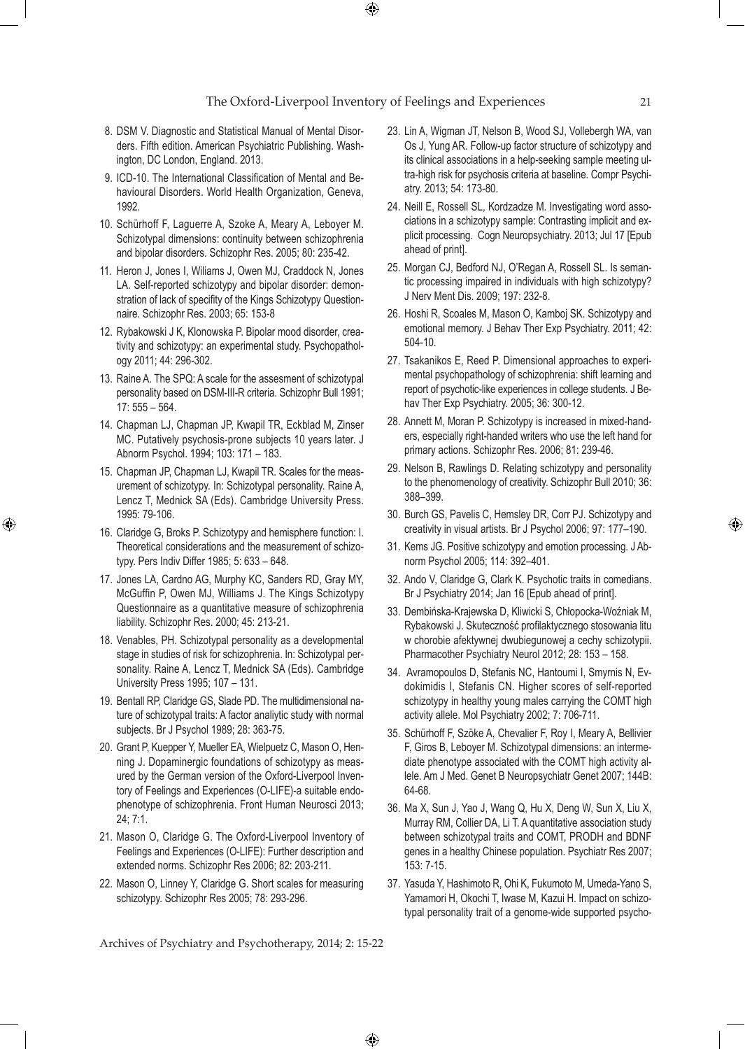8. DSM V. Diagnostic and Statistical Manual of Mental Disorders. Fifth edition. American Psychiatric Publishing. Washington, DC London, England. 2013.
9. ICD-10. The International Classification of Mental and Behavioural Disorders. World Health Organization, Geneva, 1992.
10. Schürhoff F, Laguerre A, Szoke A, Meary A, Leboyer M. Schizotypal dimensions: continuity between schizophrenia and bipolar disorders. Schizophr Res. 2005; 80: 235-42.
11. Heron J, Jones I, Wiliams J, Owen MJ, Craddock N, Jones LA. Self-reported schizotypy and bipolar disorder: demonstration of lack of specifity of the Kings Schizotypy Questionnaire. Schizophr Res. 2003; 65: 153-8
12. Rybakowski J K, Klonowska P. Bipolar mood disorder, creativity and schizotypy: an experimental study. Psychopathology 2011; 44: 296-302.
13. Raine A. The SPQ: A scale for the assesment of schizotypal personality based on DSM-III-R criteria. Schizophr Bull 1991; 17: 555 – 564.
14. Chapman LJ, Chapman JP, Kwapil TR, Eckblad M, Zinser MC. Putatively psychosis-prone subjects 10 years later. J Abnorm Psychol. 1994; 103: 171 – 183.
15. Chapman JP, Chapman LJ, Kwapil TR. Scales for the measurement of schizotypy. In: Schizotypal personality. Raine A, Lencz T, Mednick SA (Eds). Cambridge University Press. 1995: 79-106.
16. Claridge G, Broks P. Schizotypy and hemisphere function: I. Theoretical considerations and the measurement of schizotypy. Pers Indiv Differ 1985; 5: 633 – 648.
17. Jones LA, Cardno AG, Murphy KC, Sanders RD, Gray MY, McGuffin P, Owen MJ, Williams J. The Kings Schizotypy Questionnaire as a quantitative measure of schizophrenia liability. Schizophr Res. 2000; 45: 213-21.
18. Venables, PH. Schizotypal personality as a developmental stage in studies of risk for schizophrenia. In: Schizotypal personality. Raine A, Lencz T, Mednick SA (Eds). Cambridge University Press 1995; 107 – 131.
19. Bentall RP, Claridge GS, Slade PD. The multidimensional nature of schizotypal traits: A factor analiytic study with normal subjects. Br J Psychol 1989; 28: 363-75.
20. Grant P, Kuepper Y, Mueller EA, Wielpuetz C, Mason O, Henning J. Dopaminergic foundations of schizotypy as measured by the German version of the Oxford-Liverpool Inventory of Feelings and Experiences (O-LIFE)-a suitable endophenotype of schizophrenia. Front Human Neurosci 2013; 24; 7:1.
21. Mason O, Claridge G. The Oxford-Liverpool Inventory of Feelings and Experiences (O-LIFE): Further description and extended norms. Schizophr Res 2006; 82: 203-211.
22. Mason O, Linney Y, Claridge G. Short scales for measuring schizotypy. Schizophr Res 2005; 78: 293-296.
23. Lin A, Wigman JT, Nelson B, Wood SJ, Vollebergh WA, van Os J, Yung AR. Follow-up factor structure of schizotypy and its clinical associations in a help-seeking sample meeting ultra-high risk for psychosis criteria at baseline. Compr Psychiatry. 2013; 54: 173-80.
24. Neill E, Rossell SL, Kordzadze M. Investigating word associations in a schizotypy sample: Contrasting implicit and explicit processing. Cogn Neuropsychiatry. 2013; Jul 17 [Epub ahead of print].
25. Morgan CJ, Bedford NJ, O'Regan A, Rossell SL. Is semantic processing impaired in individuals with high schizotypy? J Nerv Ment Dis. 2009; 197: 232-8.
26. Hoshi R, Scoales M, Mason O, Kamboj SK. Schizotypy and emotional memory. J Behav Ther Exp Psychiatry. 2011; 42: 504-10.
27. Tsakanikos E, Reed P. Dimensional approaches to experimental psychopathology of schizophrenia: shift learning and report of psychotic-like experiences in college students. J Behav Ther Exp Psychiatry. 2005; 36: 300-12.
28. Annett M, Moran P. Schizotypy is increased in mixed-handers, especially right-handed writers who use the left hand for primary actions. Schizophr Res. 2006; 81: 239-46.
29. Nelson B, Rawlings D. Relating schizotypy and personality to the phenomenology of creativity. Schizophr Bull 2010; 36: 388–399.
30. Burch GS, Pavelis C, Hemsley DR, Corr PJ. Schizotypy and creativity in visual artists. Br J Psychol 2006; 97: 177–190.
31. Kems JG. Positive schizotypy and emotion processing. J Abnorm Psychol 2005; 114: 392–401.
32. Ando V, Claridge G, Clark K. Psychotic traits in comedians. Br J Psychiatry 2014; Jan 16 [Epub ahead of print].
33. Dembińska-Krajewska D, Kliwicki S, Chłopocka-Woźniak M, Rybakowski J. Skuteczność profilaktycznego stosowania litu w chorobie afektywnej dwubiegunowej a cechy schizotypii. Pharmacother Psychiatry Neurol 2012; 28: 153 – 158.
34. Avramopoulos D, Stefanis NC, Hantoumi I, Smyrnis N, Evdokimidis I, Stefanis CN. Higher scores of self-reported schizotypy in healthy young males carrying the COMT high activity allele. Mol Psychiatry 2002; 7: 706-711.
35. Schürhoff F, Szöke A, Chevalier F, Roy I, Meary A, Bellivier F, Giros B, Leboyer M. Schizotypal dimensions: an intermediate phenotype associated with the COMT high activity allele. Am J Med. Genet B Neuropsychiatr Genet 2007; 144B: 64-68.
36. Ma X, Sun J, Yao J, Wang Q, Hu X, Deng W, Sun X, Liu X, Murray RM, Collier DA, Li T. A quantitative association study between schizotypal traits and COMT, PRODH and BDNF genes in a healthy Chinese population. Psychiatr Res 2007; 153: 7-15.
37. Yasuda Y, Hashimoto R, Ohi K, Fukumoto M, Umeda-Yano S, Yamamori H, Okochi T, Iwase M, Kazui H. Impact on schizotypal personality trait of a genome-wide supported psycho-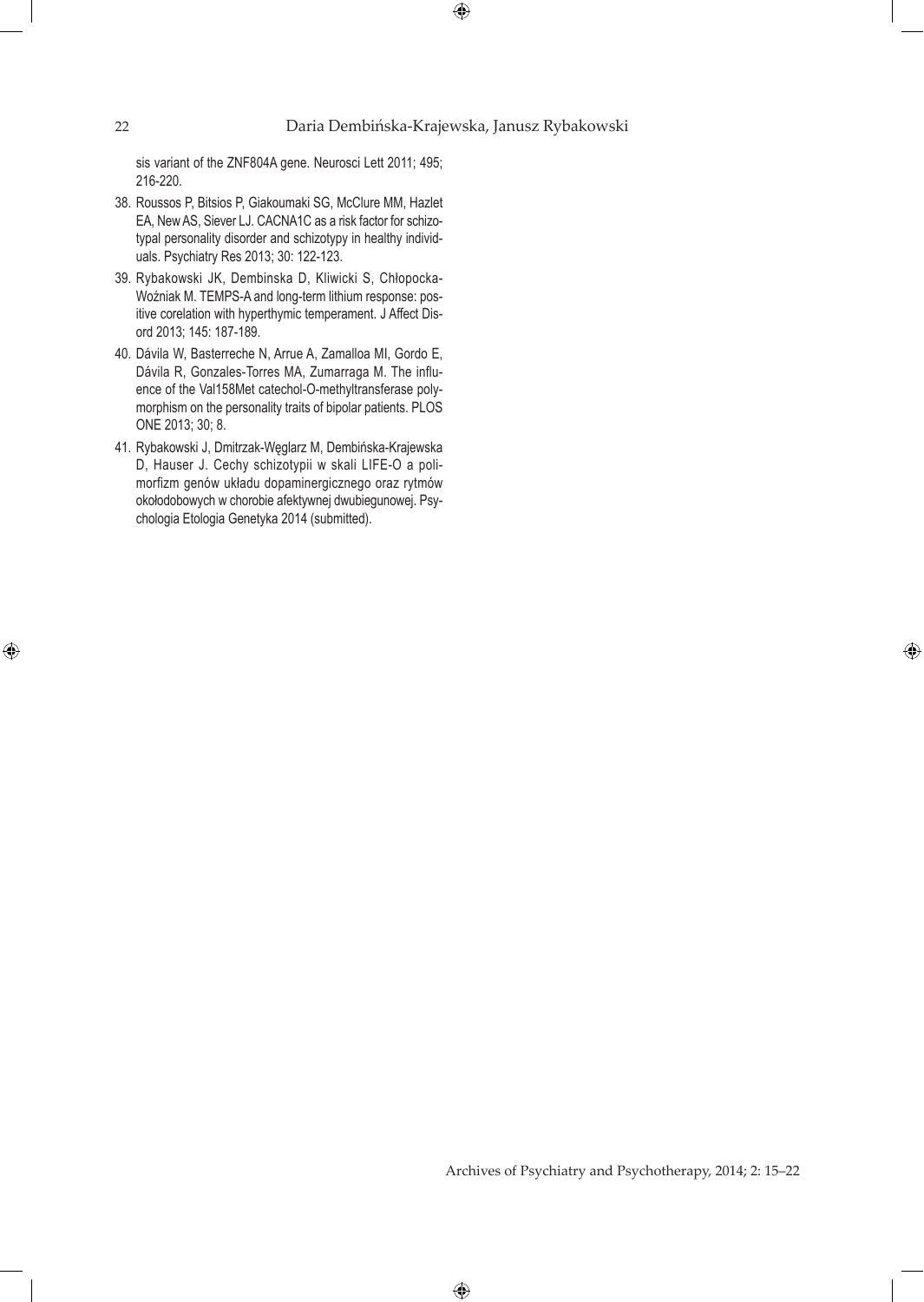sis variant of the ZNF804A gene. Neurosci Lett 2011; 495; 216-220.

38. Roussos P, Bitsios P, Giakoumaki SG, McClure MM, Hazlet EA, New AS, Siever LJ. CACNA1C as a risk factor for schizotypal personality disorder and schizotypy in healthy individuals. Psychiatry Res 2013; 30: 122-123.
39. Rybakowski JK, Dembinska D, Kliwicki S, Chłopocka-Woźniak M. TEMPS-A and long-term lithium response: positive corelation with hyperthymic temperament. J Affect Disord 2013; 145: 187-189.
40. Dávila W, Basterreche N, Arrue A, Zamalloa MI, Gordo E, Dávila R, Gonzales-Torres MA, Zumarraga M. The influence of the Val158Met catechol-O-methyltransferase polymorphism on the personality traits of bipolar patients. PLOS ONE 2013; 30; 8.
41. Rybakowski J, Dmitrzak-Węglarz M, Dembińska-Krajewska D, Hauser J. Cechy schizotypii w skali LIFE-O a polimorfizm genów układu dopaminergicznego oraz rytmów okołodobowych w chorobie afektywnej dwubiegunowej. Psychologia Etologia Genetyka 2014 (submitted).